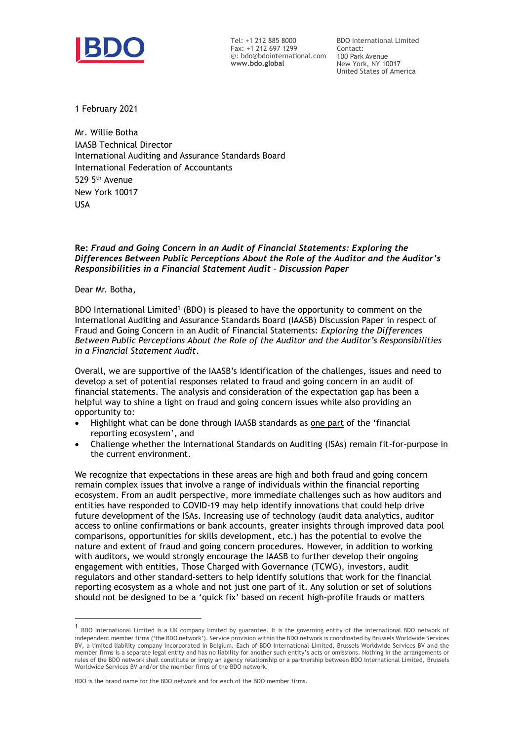**BDO**

Tel: +1 212 885 8000
Fax: +1 212 697 1299
@: bdo@bdointernational.com
**www.bdo.global**

BDO International Limited
Contact:
100 Park Avenue
New York, NY 10017
United States of America

1 February 2021

Mr. Willie Botha
IASB Technical Director
International Auditing and Assurance Standards Board
International Federation of Accountants
529 5th Avenue
New York 10017
USA

**Re:** ***Fraud and Going Concern in an Audit of Financial Statements: Exploring the Differences Between Public Perceptions About the Role of the Auditor and the Auditor's Responsibilities in a Financial Statement Audit – Discussion Paper***

Dear Mr. Botha,

BDO International Limited[1] (BDO) is pleased to have the opportunity to comment on the International Auditing and Assurance Standards Board (IAASB) Discussion Paper in respect of Fraud and Going Concern in an Audit of Financial Statements: *Exploring the Differences Between Public Perceptions About the Role of the Auditor and the Auditor's Responsibilities in a Financial Statement Audit*.

Overall, we are supportive of the IAASB's identification of the challenges, issues and need to develop a set of potential responses related to fraud and going concern in an audit of financial statements. The analysis and consideration of the expectation gap has been a helpful way to shine a light on fraud and going concern issues while also providing an opportunity to:

- Highlight what can be done through IAASB standards as <u>one part</u> of the 'financial reporting ecosystem', and
- Challenge whether the International Standards on Auditing (ISAs) remain fit-for-purpose in the current environment.

We recognize that expectations in these areas are high and both fraud and going concern remain complex issues that involve a range of individuals within the financial reporting ecosystem. From an audit perspective, more immediate challenges such as how auditors and entities have responded to COVID-19 may help identify innovations that could help drive future development of the ISAs. Increasing use of technology (audit data analytics, auditor access to online confirmations or bank accounts, greater insights through improved data pool comparisons, opportunities for skills development, etc.) has the potential to evolve the nature and extent of fraud and going concern procedures. However, in addition to working with auditors, we would strongly encourage the IAASB to further develop their ongoing engagement with entities, Those Charged with Governance (TCWG), investors, audit regulators and other standard-setters to help identify solutions that work for the financial reporting ecosystem as a whole and not just one part of it. Any solution or set of solutions should not be designed to be a 'quick fix' based on recent high-profile frauds or matters

---

[1] BDO International Limited is a UK company limited by guarantee. It is the governing entity of the international BDO network of independent member firms ('the BDO network'). Service provision within the BDO network is coordinated by Brussels Worldwide Services BV, a limited liability company incorporated in Belgium. Each of BDO International Limited, Brussels Worldwide Services BV and the member firms is a separate legal entity and has no liability for another such entity's acts or omissions. Nothing in the arrangements or rules of the BDO network shall constitute or imply an agency relationship or a partnership between BDO International Limited, Brussels Worldwide Services BV and/or the member firms of the BDO network.

BDO is the brand name for the BDO network and for each of the BDO member firms.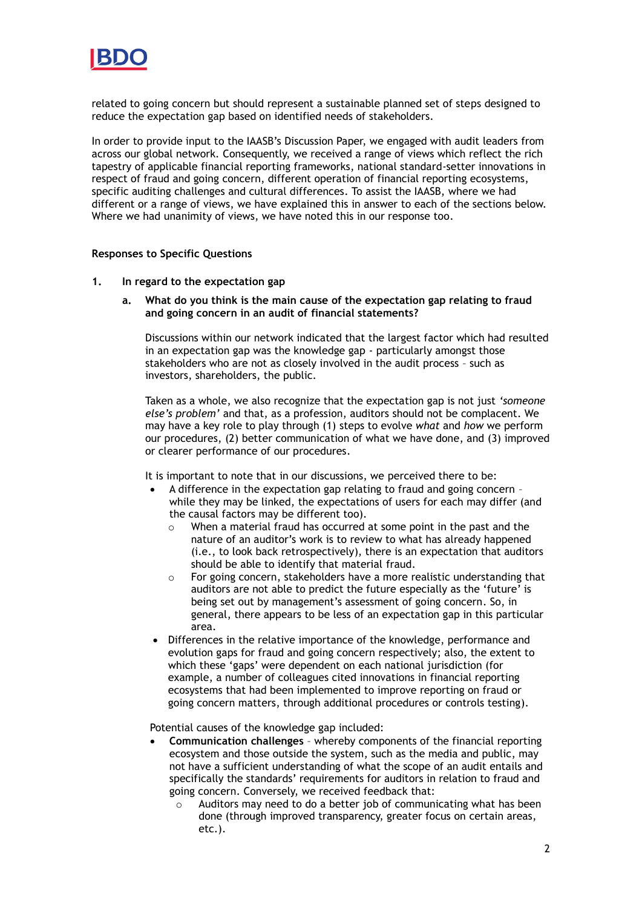related to going concern but should represent a sustainable planned set of steps designed to reduce the expectation gap based on identified needs of stakeholders.

In order to provide input to the IAASB's Discussion Paper, we engaged with audit leaders from across our global network. Consequently, we received a range of views which reflect the rich tapestry of applicable financial reporting frameworks, national standard-setter innovations in respect of fraud and going concern, different operation of financial reporting ecosystems, specific auditing challenges and cultural differences. To assist the IAASB, where we had different or a range of views, we have explained this in answer to each of the sections below. Where we had unanimity of views, we have noted this in our response too.

**Responses to Specific Questions**

1. **In regard to the expectation gap**

   a. **What do you think is the main cause of the expectation gap relating to fraud and going concern in an audit of financial statements?**

   Discussions within our network indicated that the largest factor which had resulted in an expectation gap was the knowledge gap - particularly amongst those stakeholders who are not as closely involved in the audit process – such as investors, shareholders, the public.

   Taken as a whole, we also recognize that the expectation gap is not just *'someone else's problem'* and that, as a profession, auditors should not be complacent. We may have a key role to play through (1) steps to evolve *what* and *how* we perform our procedures, (2) better communication of what we have done, and (3) improved or clearer performance of our procedures.

   It is important to note that in our discussions, we perceived there to be:

   - A difference in the expectation gap relating to fraud and going concern – while they may be linked, the expectations of users for each may differ (and the causal factors may be different too).
     - When a material fraud has occurred at some point in the past and the nature of an auditor's work is to review to what has already happened (i.e., to look back retrospectively), there is an expectation that auditors should be able to identify that material fraud.
     - For going concern, stakeholders have a more realistic understanding that auditors are not able to predict the future especially as the 'future' is being set out by management's assessment of going concern. So, in general, there appears to be less of an expectation gap in this particular area.
   - Differences in the relative importance of the knowledge, performance and evolution gaps for fraud and going concern respectively; also, the extent to which these 'gaps' were dependent on each national jurisdiction (for example, a number of colleagues cited innovations in financial reporting ecosystems that had been implemented to improve reporting on fraud or going concern matters, through additional procedures or controls testing).

   Potential causes of the knowledge gap included:

   - **Communication challenges** – whereby components of the financial reporting ecosystem and those outside the system, such as the media and public, may not have a sufficient understanding of what the scope of an audit entails and specifically the standards' requirements for auditors in relation to fraud and going concern. Conversely, we received feedback that:
     - Auditors may need to do a better job of communicating what has been done (through improved transparency, greater focus on certain areas, etc.).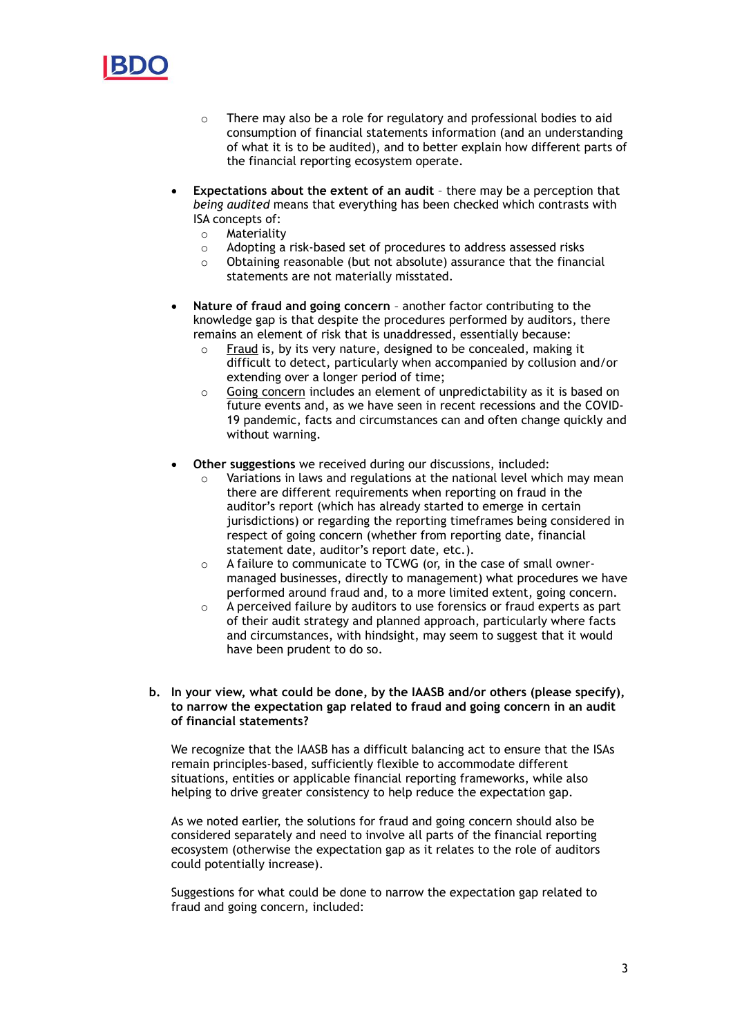- There may also be a role for regulatory and professional bodies to aid consumption of financial statements information (and an understanding of what it is to be audited), and to better explain how different parts of the financial reporting ecosystem operate.

- **Expectations about the extent of an audit** – there may be a perception that *being audited* means that everything has been checked which contrasts with ISA concepts of:
  - Materiality
  - Adopting a risk-based set of procedures to address assessed risks
  - Obtaining reasonable (but not absolute) assurance that the financial statements are not materially misstated.

- **Nature of fraud and going concern** – another factor contributing to the knowledge gap is that despite the procedures performed by auditors, there remains an element of risk that is unaddressed, essentially because:
  - Fraud is, by its very nature, designed to be concealed, making it difficult to detect, particularly when accompanied by collusion and/or extending over a longer period of time;
  - Going concern includes an element of unpredictability as it is based on future events and, as we have seen in recent recessions and the COVID-19 pandemic, facts and circumstances can and often change quickly and without warning.

- **Other suggestions** we received during our discussions, included:
  - Variations in laws and regulations at the national level which may mean there are different requirements when reporting on fraud in the auditor's report (which has already started to emerge in certain jurisdictions) or regarding the reporting timeframes being considered in respect of going concern (whether from reporting date, financial statement date, auditor's report date, etc.).
  - A failure to communicate to TCWG (or, in the case of small owner-managed businesses, directly to management) what procedures we have performed around fraud and, to a more limited extent, going concern.
  - A perceived failure by auditors to use forensics or fraud experts as part of their audit strategy and planned approach, particularly where facts and circumstances, with hindsight, may seem to suggest that it would have been prudent to do so.

**b. In your view, what could be done, by the IAASB and/or others (please specify), to narrow the expectation gap related to fraud and going concern in an audit of financial statements?**

We recognize that the IAASB has a difficult balancing act to ensure that the ISAs remain principles-based, sufficiently flexible to accommodate different situations, entities or applicable financial reporting frameworks, while also helping to drive greater consistency to help reduce the expectation gap.

As we noted earlier, the solutions for fraud and going concern should also be considered separately and need to involve all parts of the financial reporting ecosystem (otherwise the expectation gap as it relates to the role of auditors could potentially increase).

Suggestions for what could be done to narrow the expectation gap related to fraud and going concern, included: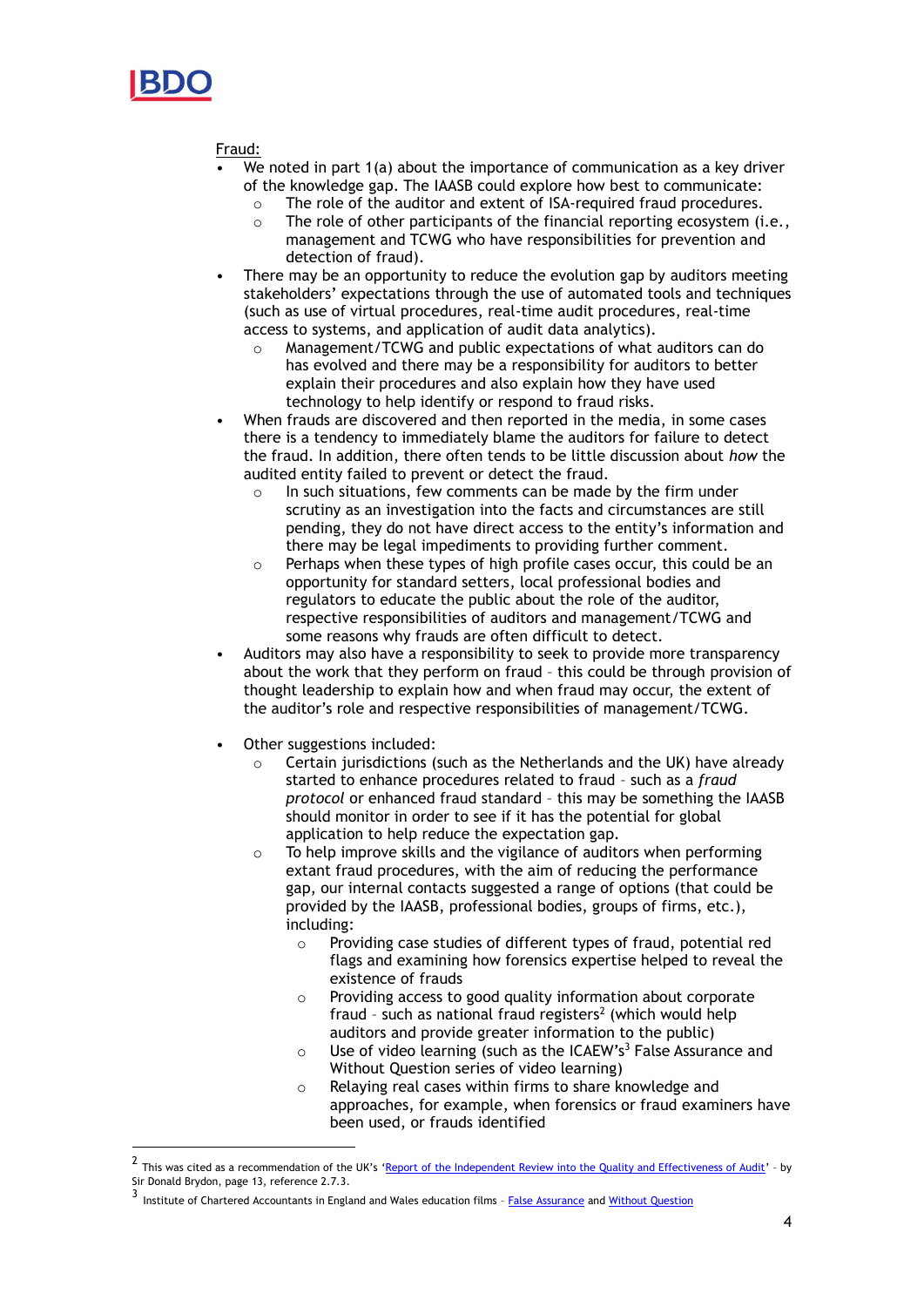<u>Fraud:</u>

- We noted in part 1(a) about the importance of communication as a key driver of the knowledge gap. The IAASB could explore how best to communicate:
  - The role of the auditor and extent of ISA-required fraud procedures.
  - The role of other participants of the financial reporting ecosystem (i.e., management and TCWG who have responsibilities for prevention and detection of fraud).
- There may be an opportunity to reduce the evolution gap by auditors meeting stakeholders' expectations through the use of automated tools and techniques (such as use of virtual procedures, real-time audit procedures, real-time access to systems, and application of audit data analytics).
  - Management/TCWG and public expectations of what auditors can do has evolved and there may be a responsibility for auditors to better explain their procedures and also explain how they have used technology to help identify or respond to fraud risks.
- When frauds are discovered and then reported in the media, in some cases there is a tendency to immediately blame the auditors for failure to detect the fraud. In addition, there often tends to be little discussion about *how* the audited entity failed to prevent or detect the fraud.
  - In such situations, few comments can be made by the firm under scrutiny as an investigation into the facts and circumstances are still pending, they do not have direct access to the entity's information and there may be legal impediments to providing further comment.
  - Perhaps when these types of high profile cases occur, this could be an opportunity for standard setters, local professional bodies and regulators to educate the public about the role of the auditor, respective responsibilities of auditors and management/TCWG and some reasons why frauds are often difficult to detect.
- Auditors may also have a responsibility to seek to provide more transparency about the work that they perform on fraud – this could be through provision of thought leadership to explain how and when fraud may occur, the extent of the auditor's role and respective responsibilities of management/TCWG.

- Other suggestions included:
  - Certain jurisdictions (such as the Netherlands and the UK) have already started to enhance procedures related to fraud – such as a *fraud protocol* or enhanced fraud standard – this may be something the IAASB should monitor in order to see if it has the potential for global application to help reduce the expectation gap.
  - To help improve skills and the vigilance of auditors when performing extant fraud procedures, with the aim of reducing the performance gap, our internal contacts suggested a range of options (that could be provided by the IAASB, professional bodies, groups of firms, etc.), including:
    - Providing case studies of different types of fraud, potential red flags and examining how forensics expertise helped to reveal the existence of frauds
    - Providing access to good quality information about corporate fraud – such as national fraud registers[2] (which would help auditors and provide greater information to the public)
    - Use of video learning (such as the ICAEW's[3] False Assurance and Without Question series of video learning)
    - Relaying real cases within firms to share knowledge and approaches, for example, when forensics or fraud examiners have been used, or frauds identified

---

[2] This was cited as a recommendation of the UK's '[Report of the Independent Review into the Quality and Effectiveness of Audit](#)' – by Sir Donald Brydon, page 13, reference 2.7.3.

[3] Institute of Chartered Accountants in England and Wales education films – [False Assurance](#) and [Without Question](#)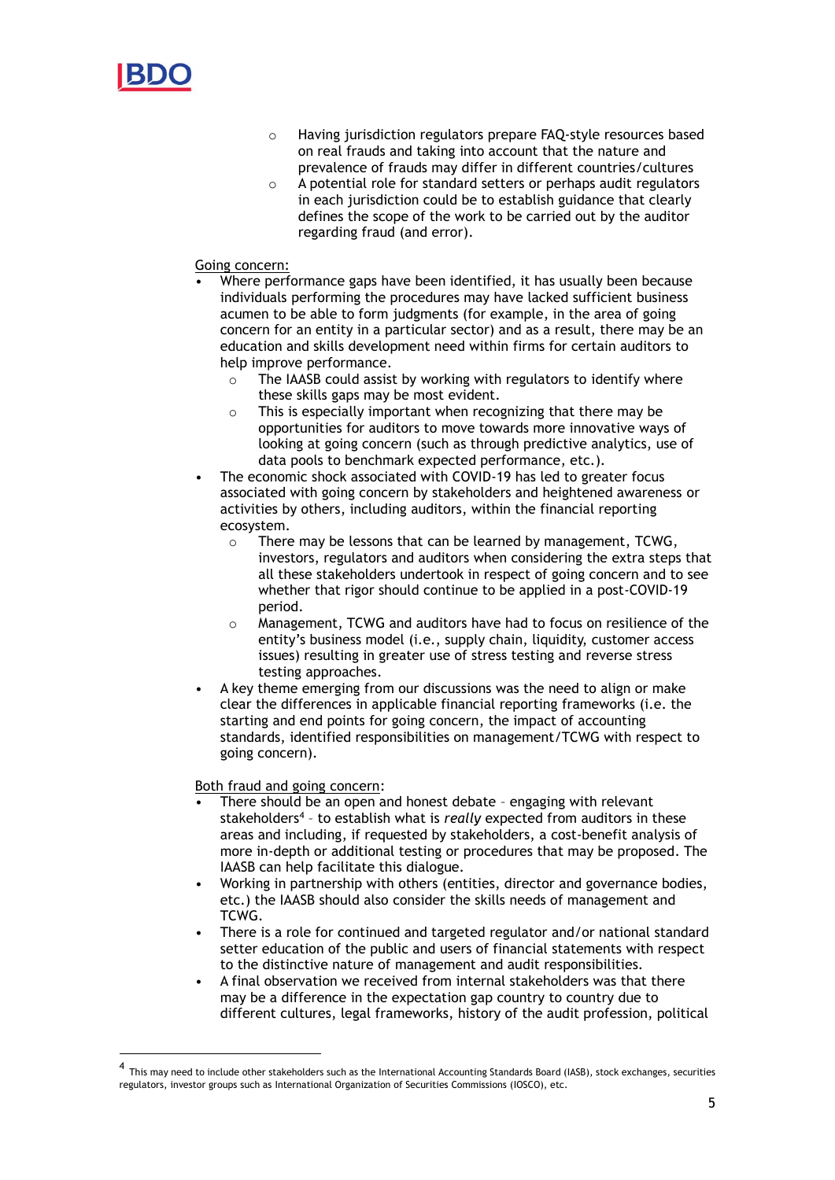- Having jurisdiction regulators prepare FAQ-style resources based on real frauds and taking into account that the nature and prevalence of frauds may differ in different countries/cultures
  - A potential role for standard setters or perhaps audit regulators in each jurisdiction could be to establish guidance that clearly defines the scope of the work to be carried out by the auditor regarding fraud (and error).

Going concern:

- Where performance gaps have been identified, it has usually been because individuals performing the procedures may have lacked sufficient business acumen to be able to form judgments (for example, in the area of going concern for an entity in a particular sector) and as a result, there may be an education and skills development need within firms for certain auditors to help improve performance.
  - The IAASB could assist by working with regulators to identify where these skills gaps may be most evident.
  - This is especially important when recognizing that there may be opportunities for auditors to move towards more innovative ways of looking at going concern (such as through predictive analytics, use of data pools to benchmark expected performance, etc.).
- The economic shock associated with COVID-19 has led to greater focus associated with going concern by stakeholders and heightened awareness or activities by others, including auditors, within the financial reporting ecosystem.
  - There may be lessons that can be learned by management, TCWG, investors, regulators and auditors when considering the extra steps that all these stakeholders undertook in respect of going concern and to see whether that rigor should continue to be applied in a post-COVID-19 period.
  - Management, TCWG and auditors have had to focus on resilience of the entity's business model (i.e., supply chain, liquidity, customer access issues) resulting in greater use of stress testing and reverse stress testing approaches.
- A key theme emerging from our discussions was the need to align or make clear the differences in applicable financial reporting frameworks (i.e. the starting and end points for going concern, the impact of accounting standards, identified responsibilities on management/TCWG with respect to going concern).

Both fraud and going concern:

- There should be an open and honest debate – engaging with relevant stakeholders[4] – to establish what is *really* expected from auditors in these areas and including, if requested by stakeholders, a cost-benefit analysis of more in-depth or additional testing or procedures that may be proposed. The IAASB can help facilitate this dialogue.
- Working in partnership with others (entities, director and governance bodies, etc.) the IAASB should also consider the skills needs of management and TCWG.
- There is a role for continued and targeted regulator and/or national standard setter education of the public and users of financial statements with respect to the distinctive nature of management and audit responsibilities.
- A final observation we received from internal stakeholders was that there may be a difference in the expectation gap country to country due to different cultures, legal frameworks, history of the audit profession, political

[4] This may need to include other stakeholders such as the International Accounting Standards Board (IASB), stock exchanges, securities regulators, investor groups such as International Organization of Securities Commissions (IOSCO), etc.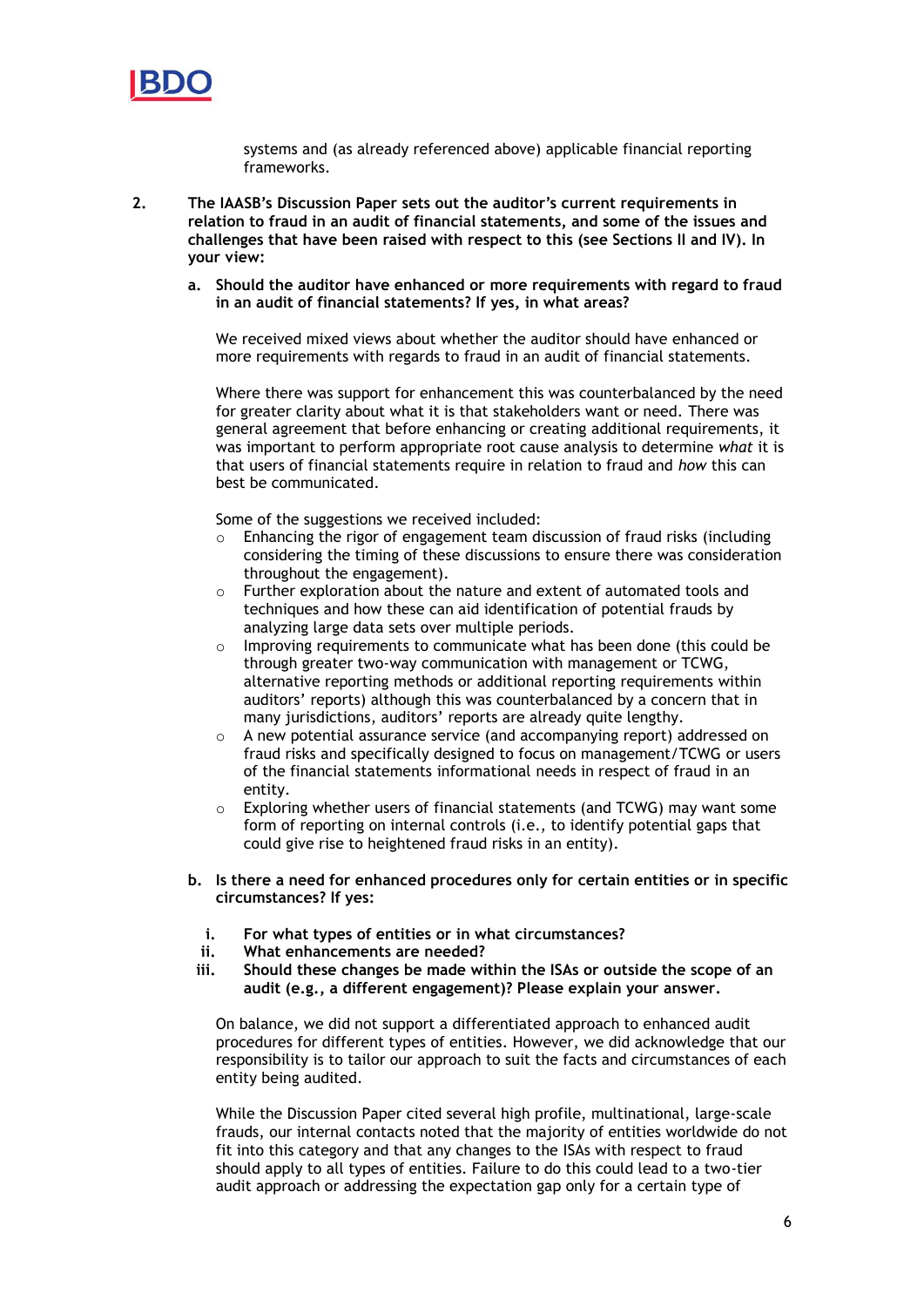systems and (as already referenced above) applicable financial reporting frameworks.

2. **The IAASB's Discussion Paper sets out the auditor's current requirements in relation to fraud in an audit of financial statements, and some of the issues and challenges that have been raised with respect to this (see Sections II and IV). In your view:**

   a. **Should the auditor have enhanced or more requirements with regard to fraud in an audit of financial statements? If yes, in what areas?**

   We received mixed views about whether the auditor should have enhanced or more requirements with regards to fraud in an audit of financial statements.

   Where there was support for enhancement this was counterbalanced by the need for greater clarity about what it is that stakeholders want or need. There was general agreement that before enhancing or creating additional requirements, it was important to perform appropriate root cause analysis to determine *what* it is that users of financial statements require in relation to fraud and *how* this can best be communicated.

   Some of the suggestions we received included:

   - Enhancing the rigor of engagement team discussion of fraud risks (including considering the timing of these discussions to ensure there was consideration throughout the engagement).
   - Further exploration about the nature and extent of automated tools and techniques and how these can aid identification of potential frauds by analyzing large data sets over multiple periods.
   - Improving requirements to communicate what has been done (this could be through greater two-way communication with management or TCWG, alternative reporting methods or additional reporting requirements within auditors' reports) although this was counterbalanced by a concern that in many jurisdictions, auditors' reports are already quite lengthy.
   - A new potential assurance service (and accompanying report) addressed on fraud risks and specifically designed to focus on management/TCWG or users of the financial statements informational needs in respect of fraud in an entity.
   - Exploring whether users of financial statements (and TCWG) may want some form of reporting on internal controls (i.e., to identify potential gaps that could give rise to heightened fraud risks in an entity).

   b. **Is there a need for enhanced procedures only for certain entities or in specific circumstances? If yes:**

      i. **For what types of entities or in what circumstances?**
      ii. **What enhancements are needed?**
      iii. **Should these changes be made within the ISAs or outside the scope of an audit (e.g., a different engagement)? Please explain your answer.**

   On balance, we did not support a differentiated approach to enhanced audit procedures for different types of entities. However, we did acknowledge that our responsibility is to tailor our approach to suit the facts and circumstances of each entity being audited.

   While the Discussion Paper cited several high profile, multinational, large-scale frauds, our internal contacts noted that the majority of entities worldwide do not fit into this category and that any changes to the ISAs with respect to fraud should apply to all types of entities. Failure to do this could lead to a two-tier audit approach or addressing the expectation gap only for a certain type of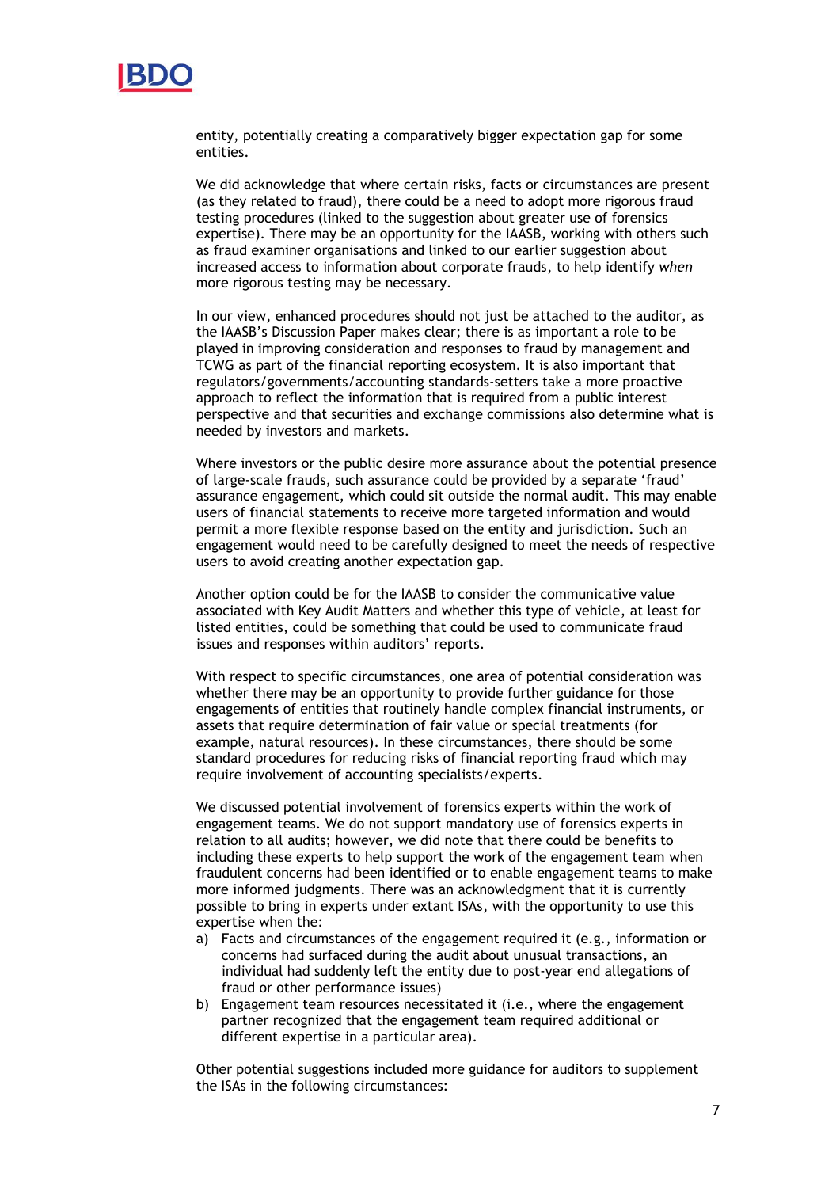entity, potentially creating a comparatively bigger expectation gap for some entities.

We did acknowledge that where certain risks, facts or circumstances are present (as they related to fraud), there could be a need to adopt more rigorous fraud testing procedures (linked to the suggestion about greater use of forensics expertise). There may be an opportunity for the IAASB, working with others such as fraud examiner organisations and linked to our earlier suggestion about increased access to information about corporate frauds, to help identify *when* more rigorous testing may be necessary.

In our view, enhanced procedures should not just be attached to the auditor, as the IAASB's Discussion Paper makes clear; there is as important a role to be played in improving consideration and responses to fraud by management and TCWG as part of the financial reporting ecosystem. It is also important that regulators/governments/accounting standards-setters take a more proactive approach to reflect the information that is required from a public interest perspective and that securities and exchange commissions also determine what is needed by investors and markets.

Where investors or the public desire more assurance about the potential presence of large-scale frauds, such assurance could be provided by a separate 'fraud' assurance engagement, which could sit outside the normal audit. This may enable users of financial statements to receive more targeted information and would permit a more flexible response based on the entity and jurisdiction. Such an engagement would need to be carefully designed to meet the needs of respective users to avoid creating another expectation gap.

Another option could be for the IAASB to consider the communicative value associated with Key Audit Matters and whether this type of vehicle, at least for listed entities, could be something that could be used to communicate fraud issues and responses within auditors' reports.

With respect to specific circumstances, one area of potential consideration was whether there may be an opportunity to provide further guidance for those engagements of entities that routinely handle complex financial instruments, or assets that require determination of fair value or special treatments (for example, natural resources). In these circumstances, there should be some standard procedures for reducing risks of financial reporting fraud which may require involvement of accounting specialists/experts.

We discussed potential involvement of forensics experts within the work of engagement teams. We do not support mandatory use of forensics experts in relation to all audits; however, we did note that there could be benefits to including these experts to help support the work of the engagement team when fraudulent concerns had been identified or to enable engagement teams to make more informed judgments. There was an acknowledgment that it is currently possible to bring in experts under extant ISAs, with the opportunity to use this expertise when the:

a) Facts and circumstances of the engagement required it (e.g., information or concerns had surfaced during the audit about unusual transactions, an individual had suddenly left the entity due to post-year end allegations of fraud or other performance issues)
b) Engagement team resources necessitated it (i.e., where the engagement partner recognized that the engagement team required additional or different expertise in a particular area).

Other potential suggestions included more guidance for auditors to supplement the ISAs in the following circumstances: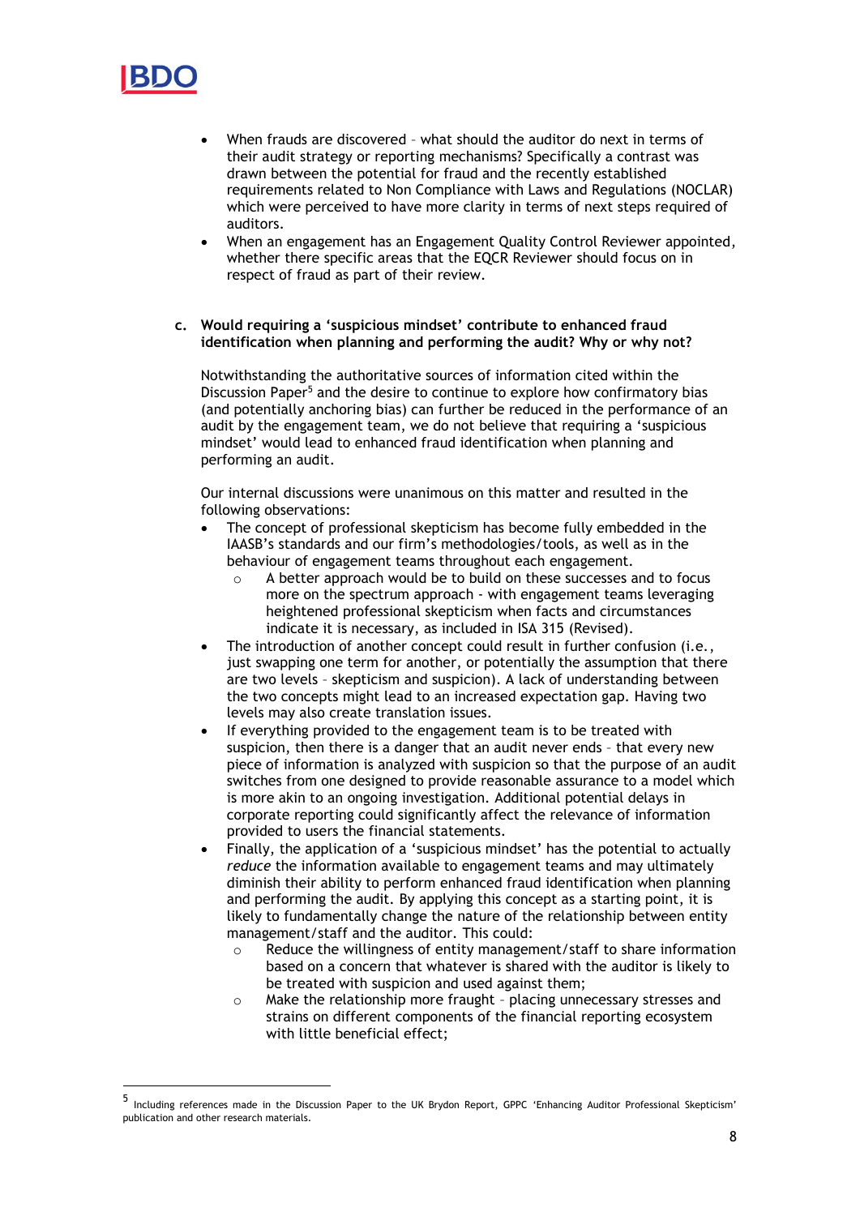- When frauds are discovered – what should the auditor do next in terms of their audit strategy or reporting mechanisms? Specifically a contrast was drawn between the potential for fraud and the recently established requirements related to Non Compliance with Laws and Regulations (NOCLAR) which were perceived to have more clarity in terms of next steps required of auditors.
- When an engagement has an Engagement Quality Control Reviewer appointed, whether there specific areas that the EQCR Reviewer should focus on in respect of fraud as part of their review.

**c. Would requiring a 'suspicious mindset' contribute to enhanced fraud identification when planning and performing the audit? Why or why not?**

Notwithstanding the authoritative sources of information cited within the Discussion Paper[5] and the desire to continue to explore how confirmatory bias (and potentially anchoring bias) can further be reduced in the performance of an audit by the engagement team, we do not believe that requiring a 'suspicious mindset' would lead to enhanced fraud identification when planning and performing an audit.

Our internal discussions were unanimous on this matter and resulted in the following observations:

- The concept of professional skepticism has become fully embedded in the IAASB's standards and our firm's methodologies/tools, as well as in the behaviour of engagement teams throughout each engagement.
  - A better approach would be to build on these successes and to focus more on the spectrum approach - with engagement teams leveraging heightened professional skepticism when facts and circumstances indicate it is necessary, as included in ISA 315 (Revised).
- The introduction of another concept could result in further confusion (i.e., just swapping one term for another, or potentially the assumption that there are two levels – skepticism and suspicion). A lack of understanding between the two concepts might lead to an increased expectation gap. Having two levels may also create translation issues.
- If everything provided to the engagement team is to be treated with suspicion, then there is a danger that an audit never ends – that every new piece of information is analyzed with suspicion so that the purpose of an audit switches from one designed to provide reasonable assurance to a model which is more akin to an ongoing investigation. Additional potential delays in corporate reporting could significantly affect the relevance of information provided to users the financial statements.
- Finally, the application of a 'suspicious mindset' has the potential to actually *reduce* the information available to engagement teams and may ultimately diminish their ability to perform enhanced fraud identification when planning and performing the audit. By applying this concept as a starting point, it is likely to fundamentally change the nature of the relationship between entity management/staff and the auditor. This could:
  - Reduce the willingness of entity management/staff to share information based on a concern that whatever is shared with the auditor is likely to be treated with suspicion and used against them;
  - Make the relationship more fraught – placing unnecessary stresses and strains on different components of the financial reporting ecosystem with little beneficial effect;

[5] Including references made in the Discussion Paper to the UK Brydon Report, GPPC 'Enhancing Auditor Professional Skepticism' publication and other research materials.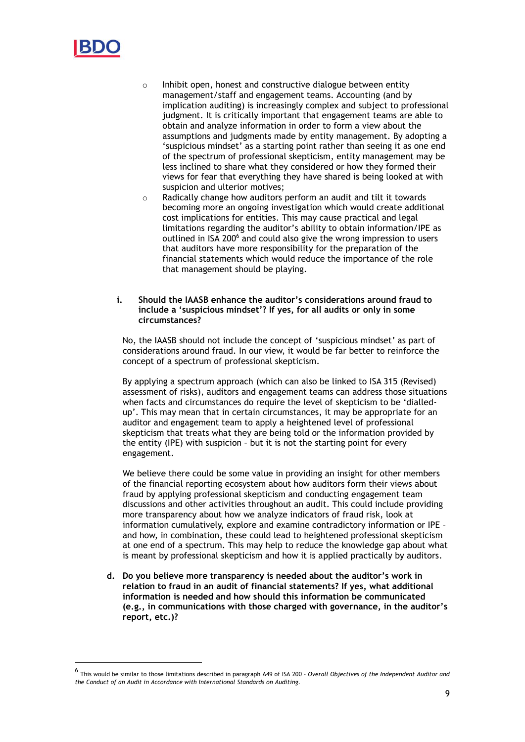- Inhibit open, honest and constructive dialogue between entity management/staff and engagement teams. Accounting (and by implication auditing) is increasingly complex and subject to professional judgment. It is critically important that engagement teams are able to obtain and analyze information in order to form a view about the assumptions and judgments made by entity management. By adopting a 'suspicious mindset' as a starting point rather than seeing it as one end of the spectrum of professional skepticism, entity management may be less inclined to share what they considered or how they formed their views for fear that everything they have shared is being looked at with suspicion and ulterior motives;
- Radically change how auditors perform an audit and tilt it towards becoming more an ongoing investigation which would create additional cost implications for entities. This may cause practical and legal limitations regarding the auditor's ability to obtain information/IPE as outlined in ISA 200[6] and could also give the wrong impression to users that auditors have more responsibility for the preparation of the financial statements which would reduce the importance of the role that management should be playing.

**i. Should the IAASB enhance the auditor's considerations around fraud to include a 'suspicious mindset'? If yes, for all audits or only in some circumstances?**

No, the IAASB should not include the concept of 'suspicious mindset' as part of considerations around fraud. In our view, it would be far better to reinforce the concept of a spectrum of professional skepticism.

By applying a spectrum approach (which can also be linked to ISA 315 (Revised) assessment of risks), auditors and engagement teams can address those situations when facts and circumstances do require the level of skepticism to be 'dialled-up'. This may mean that in certain circumstances, it may be appropriate for an auditor and engagement team to apply a heightened level of professional skepticism that treats what they are being told or the information provided by the entity (IPE) with suspicion – but it is not the starting point for every engagement.

We believe there could be some value in providing an insight for other members of the financial reporting ecosystem about how auditors form their views about fraud by applying professional skepticism and conducting engagement team discussions and other activities throughout an audit. This could include providing more transparency about how we analyze indicators of fraud risk, look at information cumulatively, explore and examine contradictory information or IPE – and how, in combination, these could lead to heightened professional skepticism at one end of a spectrum. This may help to reduce the knowledge gap about what is meant by professional skepticism and how it is applied practically by auditors.

**d. Do you believe more transparency is needed about the auditor's work in relation to fraud in an audit of financial statements? If yes, what additional information is needed and how should this information be communicated (e.g., in communications with those charged with governance, in the auditor's report, etc.)?**

---

[6] This would be similar to those limitations described in paragraph A49 of ISA 200 – *Overall Objectives of the Independent Auditor and the Conduct of an Audit in Accordance with International Standards on Auditing.*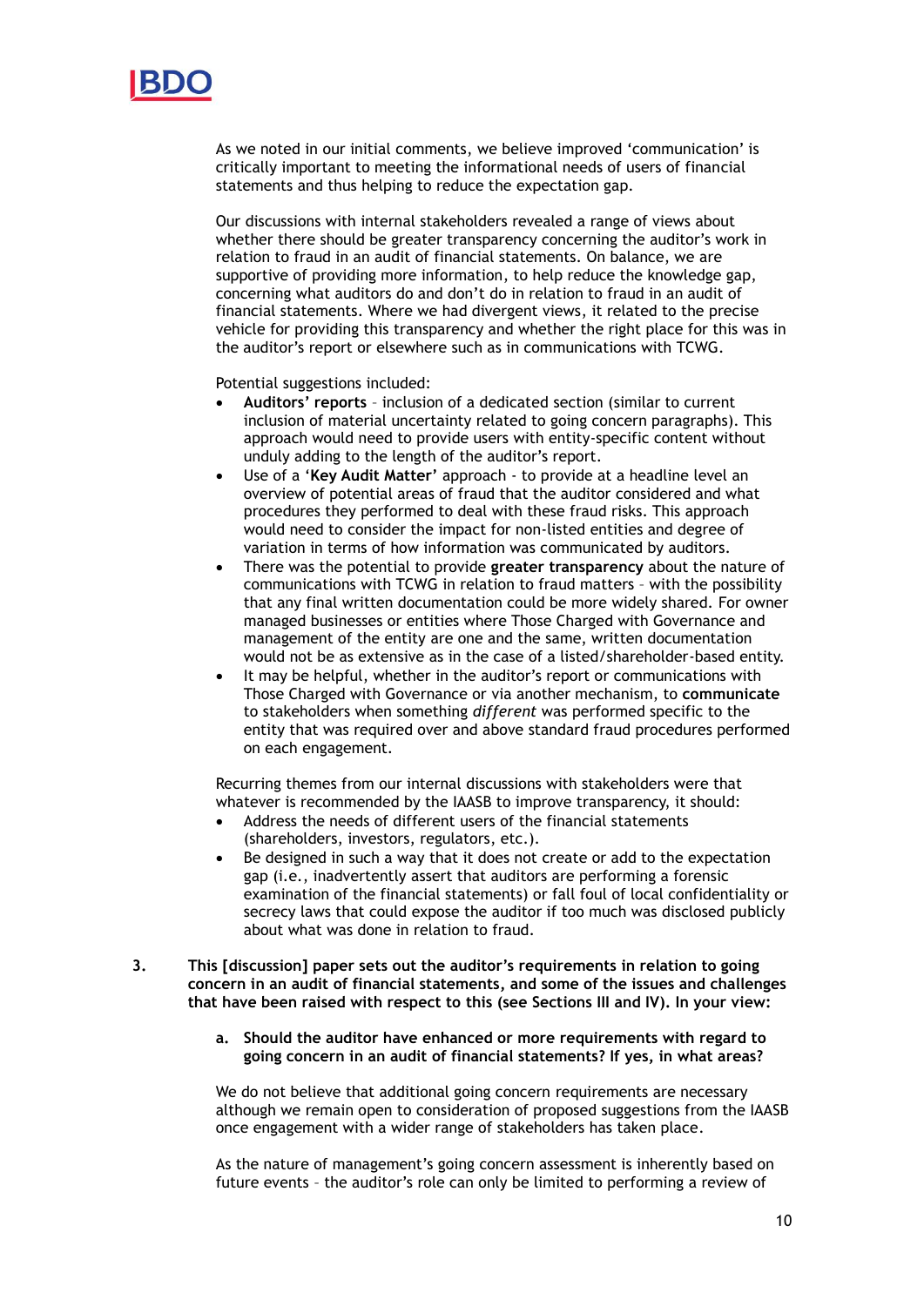As we noted in our initial comments, we believe improved 'communication' is critically important to meeting the informational needs of users of financial statements and thus helping to reduce the expectation gap.

Our discussions with internal stakeholders revealed a range of views about whether there should be greater transparency concerning the auditor's work in relation to fraud in an audit of financial statements. On balance, we are supportive of providing more information, to help reduce the knowledge gap, concerning what auditors do and don't do in relation to fraud in an audit of financial statements. Where we had divergent views, it related to the precise vehicle for providing this transparency and whether the right place for this was in the auditor's report or elsewhere such as in communications with TCWG.

Potential suggestions included:

- **Auditors' reports** – inclusion of a dedicated section (similar to current inclusion of material uncertainty related to going concern paragraphs). This approach would need to provide users with entity-specific content without unduly adding to the length of the auditor's report.
- Use of a '**Key Audit Matter**' approach - to provide at a headline level an overview of potential areas of fraud that the auditor considered and what procedures they performed to deal with these fraud risks. This approach would need to consider the impact for non-listed entities and degree of variation in terms of how information was communicated by auditors.
- There was the potential to provide **greater transparency** about the nature of communications with TCWG in relation to fraud matters – with the possibility that any final written documentation could be more widely shared. For owner managed businesses or entities where Those Charged with Governance and management of the entity are one and the same, written documentation would not be as extensive as in the case of a listed/shareholder-based entity.
- It may be helpful, whether in the auditor's report or communications with Those Charged with Governance or via another mechanism, to **communicate** to stakeholders when something *different* was performed specific to the entity that was required over and above standard fraud procedures performed on each engagement.

Recurring themes from our internal discussions with stakeholders were that whatever is recommended by the IASB to improve transparency, it should:

- Address the needs of different users of the financial statements (shareholders, investors, regulators, etc.).
- Be designed in such a way that it does not create or add to the expectation gap (i.e., inadvertently assert that auditors are performing a forensic examination of the financial statements) or fall foul of local confidentiality or secrecy laws that could expose the auditor if too much was disclosed publicly about what was done in relation to fraud.

**3. This [discussion] paper sets out the auditor's requirements in relation to going concern in an audit of financial statements, and some of the issues and challenges that have been raised with respect to this (see Sections III and IV). In your view:**

**a. Should the auditor have enhanced or more requirements with regard to going concern in an audit of financial statements? If yes, in what areas?**

We do not believe that additional going concern requirements are necessary although we remain open to consideration of proposed suggestions from the IAASB once engagement with a wider range of stakeholders has taken place.

As the nature of management's going concern assessment is inherently based on future events – the auditor's role can only be limited to performing a review of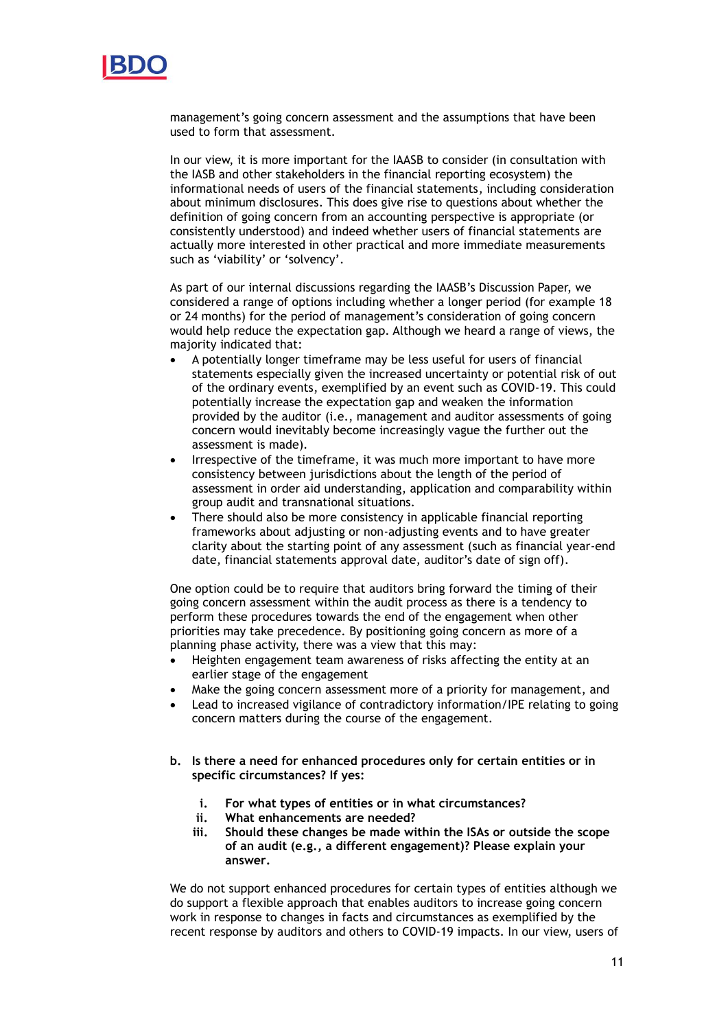management's going concern assessment and the assumptions that have been used to form that assessment.

In our view, it is more important for the IAASB to consider (in consultation with the IASB and other stakeholders in the financial reporting ecosystem) the informational needs of users of the financial statements, including consideration about minimum disclosures. This does give rise to questions about whether the definition of going concern from an accounting perspective is appropriate (or consistently understood) and indeed whether users of financial statements are actually more interested in other practical and more immediate measurements such as 'viability' or 'solvency'.

As part of our internal discussions regarding the IAASB's Discussion Paper, we considered a range of options including whether a longer period (for example 18 or 24 months) for the period of management's consideration of going concern would help reduce the expectation gap. Although we heard a range of views, the majority indicated that:

- A potentially longer timeframe may be less useful for users of financial statements especially given the increased uncertainty or potential risk of out of the ordinary events, exemplified by an event such as COVID-19. This could potentially increase the expectation gap and weaken the information provided by the auditor (i.e., management and auditor assessments of going concern would inevitably become increasingly vague the further out the assessment is made).
- Irrespective of the timeframe, it was much more important to have more consistency between jurisdictions about the length of the period of assessment in order aid understanding, application and comparability within group audit and transnational situations.
- There should also be more consistency in applicable financial reporting frameworks about adjusting or non-adjusting events and to have greater clarity about the starting point of any assessment (such as financial year-end date, financial statements approval date, auditor's date of sign off).

One option could be to require that auditors bring forward the timing of their going concern assessment within the audit process as there is a tendency to perform these procedures towards the end of the engagement when other priorities may take precedence. By positioning going concern as more of a planning phase activity, there was a view that this may:

- Heighten engagement team awareness of risks affecting the entity at an earlier stage of the engagement
- Make the going concern assessment more of a priority for management, and
- Lead to increased vigilance of contradictory information/IPE relating to going concern matters during the course of the engagement.

**b. Is there a need for enhanced procedures only for certain entities or in specific circumstances? If yes:**

**i. For what types of entities or in what circumstances?**
**ii. What enhancements are needed?**
**iii. Should these changes be made within the ISAs or outside the scope of an audit (e.g., a different engagement)? Please explain your answer.**

We do not support enhanced procedures for certain types of entities although we do support a flexible approach that enables auditors to increase going concern work in response to changes in facts and circumstances as exemplified by the recent response by auditors and others to COVID-19 impacts. In our view, users of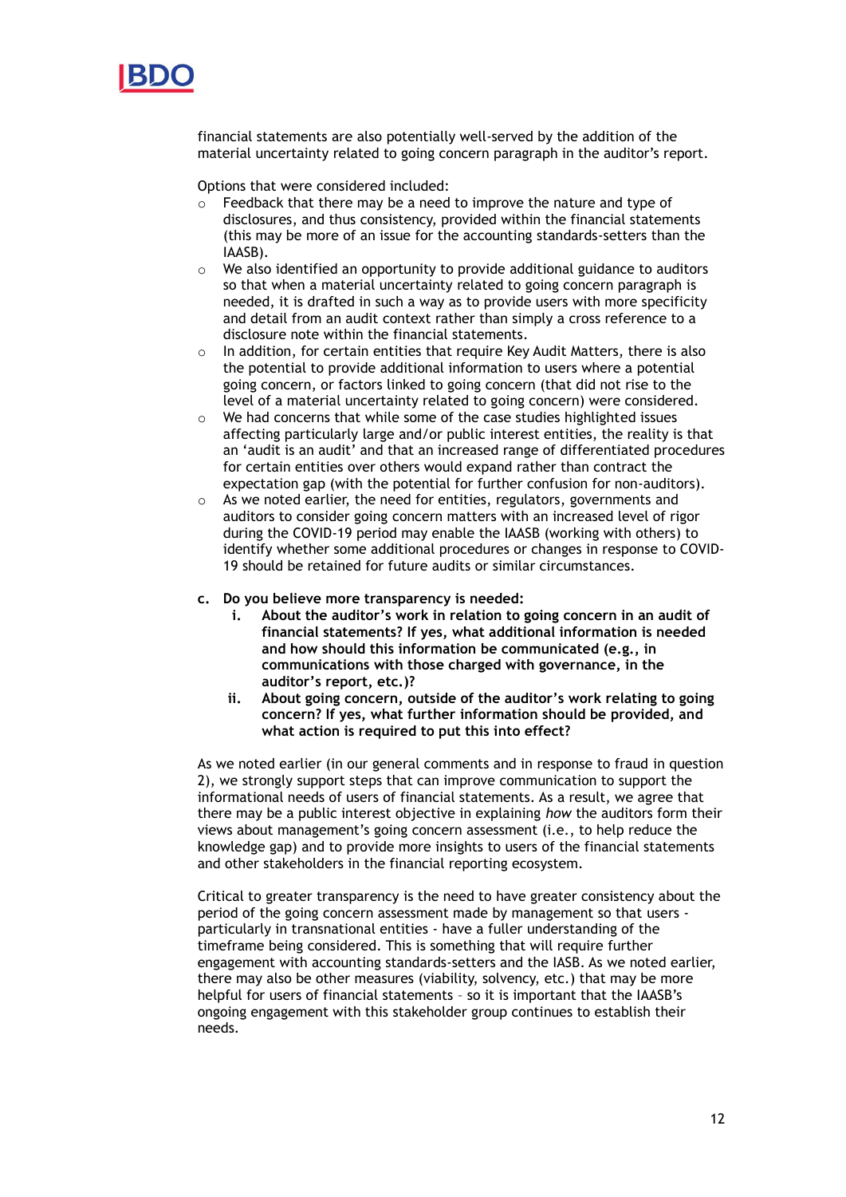financial statements are also potentially well-served by the addition of the material uncertainty related to going concern paragraph in the auditor's report.

Options that were considered included:

- Feedback that there may be a need to improve the nature and type of disclosures, and thus consistency, provided within the financial statements (this may be more of an issue for the accounting standards-setters than the IAASB).
- We also identified an opportunity to provide additional guidance to auditors so that when a material uncertainty related to going concern paragraph is needed, it is drafted in such a way as to provide users with more specificity and detail from an audit context rather than simply a cross reference to a disclosure note within the financial statements.
- In addition, for certain entities that require Key Audit Matters, there is also the potential to provide additional information to users where a potential going concern, or factors linked to going concern (that did not rise to the level of a material uncertainty related to going concern) were considered.
- We had concerns that while some of the case studies highlighted issues affecting particularly large and/or public interest entities, the reality is that an 'audit is an audit' and that an increased range of differentiated procedures for certain entities over others would expand rather than contract the expectation gap (with the potential for further confusion for non-auditors).
- As we noted earlier, the need for entities, regulators, governments and auditors to consider going concern matters with an increased level of rigor during the COVID-19 period may enable the IAASB (working with others) to identify whether some additional procedures or changes in response to COVID-19 should be retained for future audits or similar circumstances.

**c. Do you believe more transparency is needed:**

**i. About the auditor's work in relation to going concern in an audit of financial statements? If yes, what additional information is needed and how should this information be communicated (e.g., in communications with those charged with governance, in the auditor's report, etc.)?**

**ii. About going concern, outside of the auditor's work relating to going concern? If yes, what further information should be provided, and what action is required to put this into effect?**

As we noted earlier (in our general comments and in response to fraud in question 2), we strongly support steps that can improve communication to support the informational needs of users of financial statements. As a result, we agree that there may be a public interest objective in explaining *how* the auditors form their views about management's going concern assessment (i.e., to help reduce the knowledge gap) and to provide more insights to users of the financial statements and other stakeholders in the financial reporting ecosystem.

Critical to greater transparency is the need to have greater consistency about the period of the going concern assessment made by management so that users - particularly in transnational entities - have a fuller understanding of the timeframe being considered. This is something that will require further engagement with accounting standards-setters and the IASB. As we noted earlier, there may also be other measures (viability, solvency, etc.) that may be more helpful for users of financial statements – so it is important that the IAASB's ongoing engagement with this stakeholder group continues to establish their needs.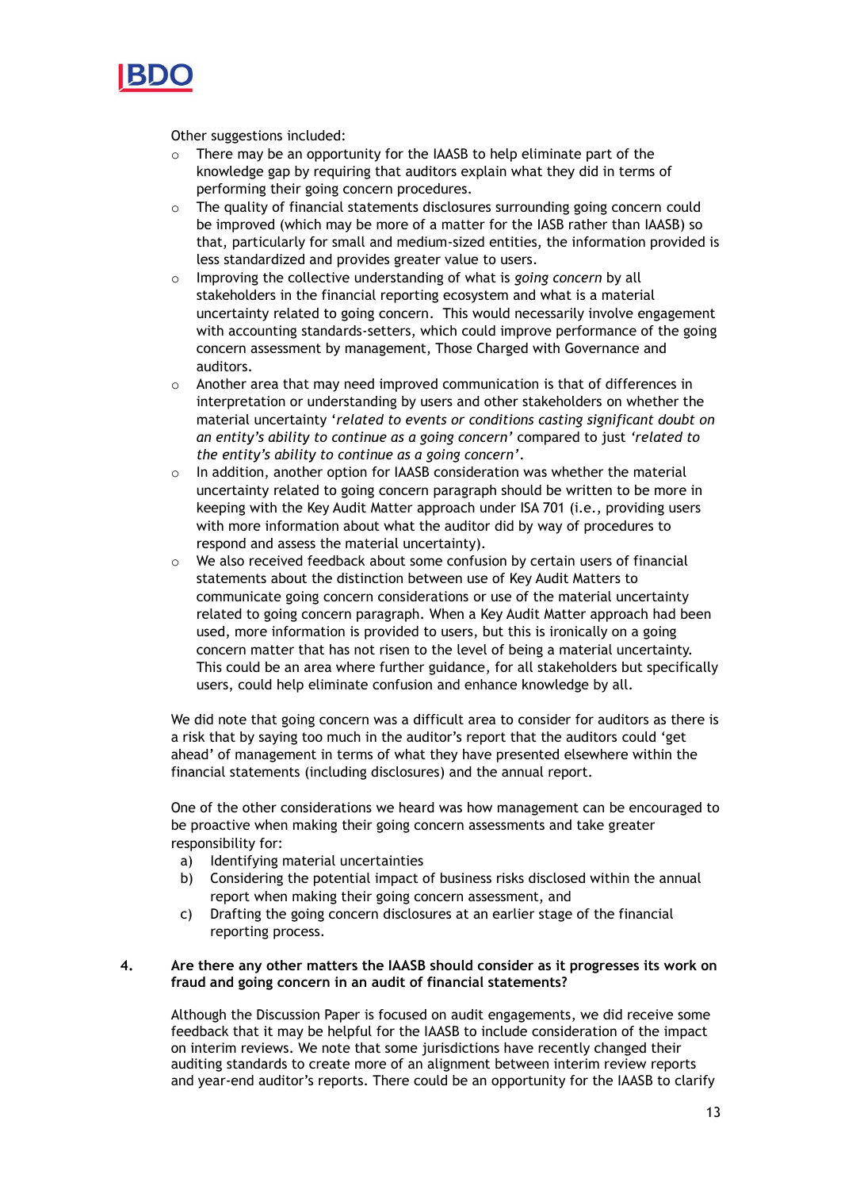Other suggestions included:

- There may be an opportunity for the IAASB to help eliminate part of the knowledge gap by requiring that auditors explain what they did in terms of performing their going concern procedures.
- The quality of financial statements disclosures surrounding going concern could be improved (which may be more of a matter for the IASB rather than IAASB) so that, particularly for small and medium-sized entities, the information provided is less standardized and provides greater value to users.
- Improving the collective understanding of what is *going concern* by all stakeholders in the financial reporting ecosystem and what is a material uncertainty related to going concern. This would necessarily involve engagement with accounting standards-setters, which could improve performance of the going concern assessment by management, Those Charged with Governance and auditors.
- Another area that may need improved communication is that of differences in interpretation or understanding by users and other stakeholders on whether the material uncertainty '*related to events or conditions casting significant doubt on an entity's ability to continue as a going concern*' compared to just '*related to the entity's ability to continue as a going concern*'.
- In addition, another option for IAASB consideration was whether the material uncertainty related to going concern paragraph should be written to be more in keeping with the Key Audit Matter approach under ISA 701 (i.e., providing users with more information about what the auditor did by way of procedures to respond and assess the material uncertainty).
- We also received feedback about some confusion by certain users of financial statements about the distinction between use of Key Audit Matters to communicate going concern considerations or use of the material uncertainty related to going concern paragraph. When a Key Audit Matter approach had been used, more information is provided to users, but this is ironically on a going concern matter that has not risen to the level of being a material uncertainty. This could be an area where further guidance, for all stakeholders but specifically users, could help eliminate confusion and enhance knowledge by all.

We did note that going concern was a difficult area to consider for auditors as there is a risk that by saying too much in the auditor's report that the auditors could 'get ahead' of management in terms of what they have presented elsewhere within the financial statements (including disclosures) and the annual report.

One of the other considerations we heard was how management can be encouraged to be proactive when making their going concern assessments and take greater responsibility for:

a) Identifying material uncertainties
b) Considering the potential impact of business risks disclosed within the annual report when making their going concern assessment, and
c) Drafting the going concern disclosures at an earlier stage of the financial reporting process.

**4. Are there any other matters the IAASB should consider as it progresses its work on fraud and going concern in an audit of financial statements?**

Although the Discussion Paper is focused on audit engagements, we did receive some feedback that it may be helpful for the IAASB to include consideration of the impact on interim reviews. We note that some jurisdictions have recently changed their auditing standards to create more of an alignment between interim review reports and year-end auditor's reports. There could be an opportunity for the IAASB to clarify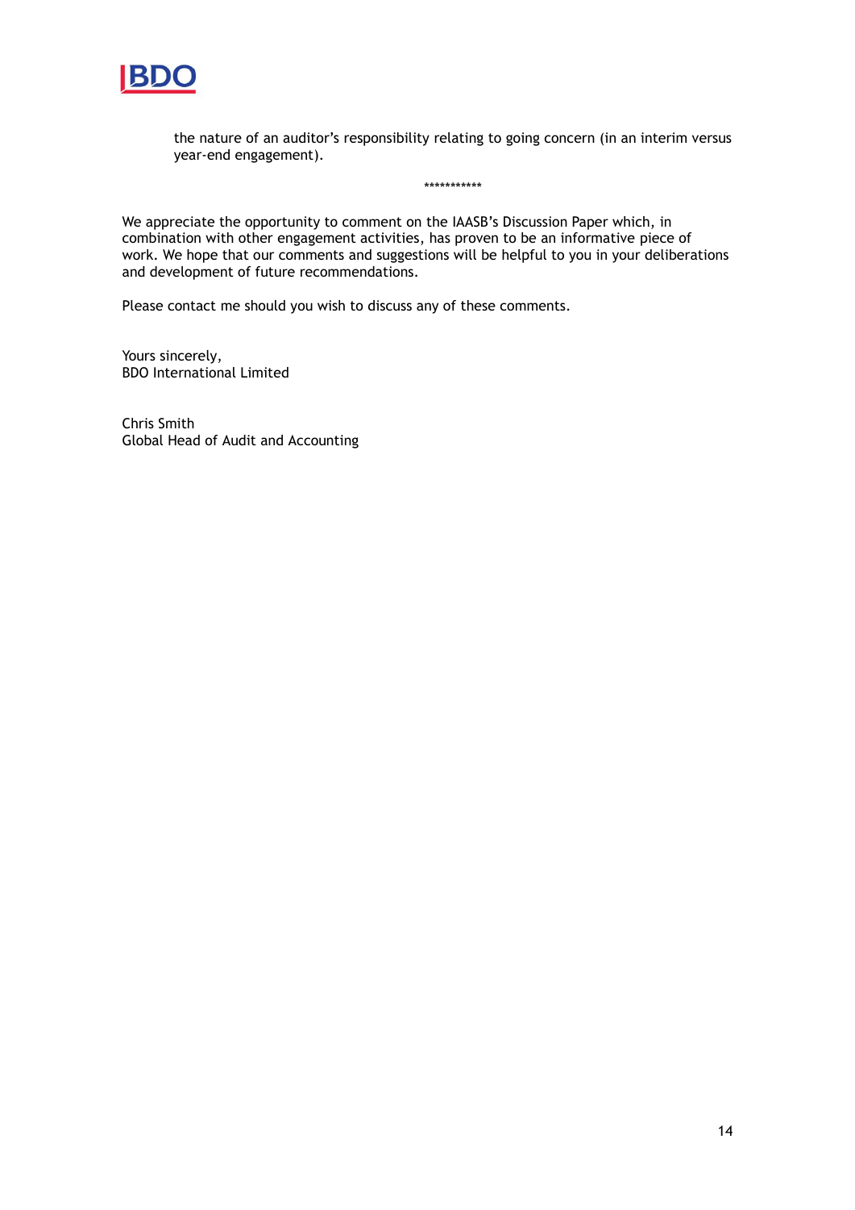the nature of an auditor's responsibility relating to going concern (in an interim versus year-end engagement).

***********

We appreciate the opportunity to comment on the IAASB's Discussion Paper which, in combination with other engagement activities, has proven to be an informative piece of work. We hope that our comments and suggestions will be helpful to you in your deliberations and development of future recommendations.

Please contact me should you wish to discuss any of these comments.

Yours sincerely,
BDO International Limited

Chris Smith
Global Head of Audit and Accounting